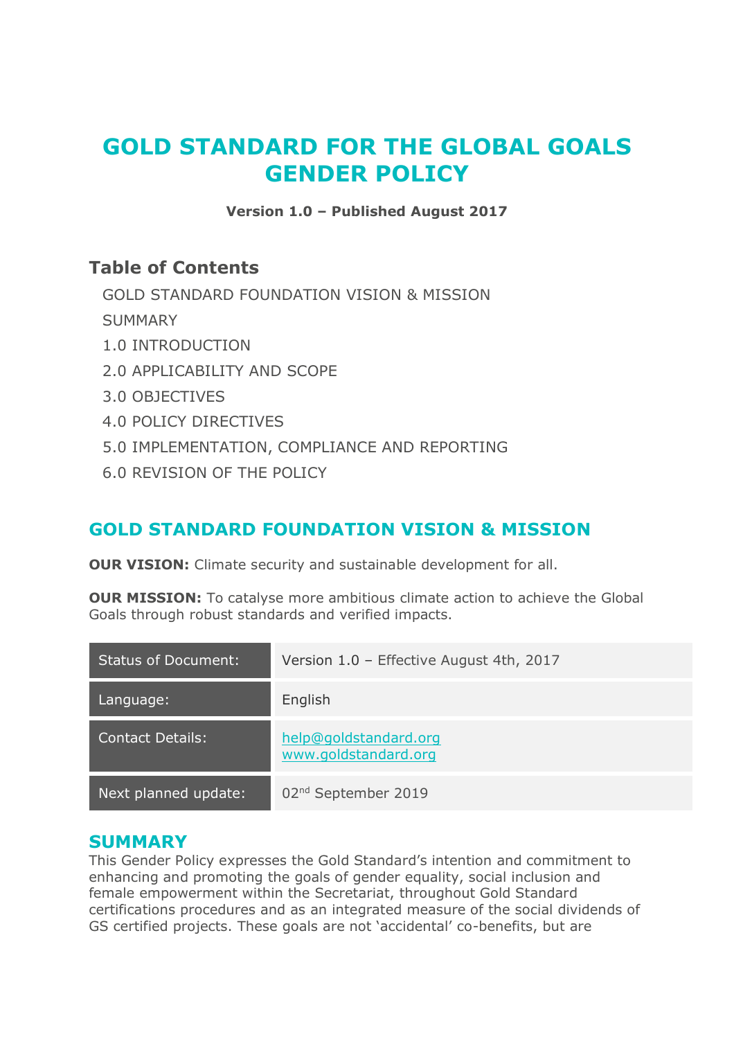# GOLD STANDARD FOR THE GLOBAL GOALS GENDER POLICY

**Version 1.0 – Published August 2017**

## Table of Contents

GOLD STANDARD FOUNDATION VISION & MISSION

SUMMARY

1.0 INTRODUCTION

2.0 APPLICABILITY AND SCOPE

3.0 OBJECTIVES

4.0 POLICY DIRECTIVES

5.0 IMPLEMENTATION, COMPLIANCE AND REPORTING

6.0 REVISION OF THE POLICY

## GOLD STANDARD FOUNDATION VISION & MISSION

**OUR VISION:** Climate security and sustainable development for all.

**OUR MISSION:** To catalyse more ambitious climate action to achieve the Global Goals through robust standards and verified impacts.

| | |
|---|---|
| Status of Document: | Version 1.0 – Effective August 4th, 2017 |
| Language: | English |
| Contact Details: | help@goldstandard.org<br>www.goldstandard.org |
| Next planned update: | 02nd September 2019 |

## SUMMARY

This Gender Policy expresses the Gold Standard's intention and commitment to enhancing and promoting the goals of gender equality, social inclusion and female empowerment within the Secretariat, throughout Gold Standard certifications procedures and as an integrated measure of the social dividends of GS certified projects. These goals are not 'accidental' co-benefits, but are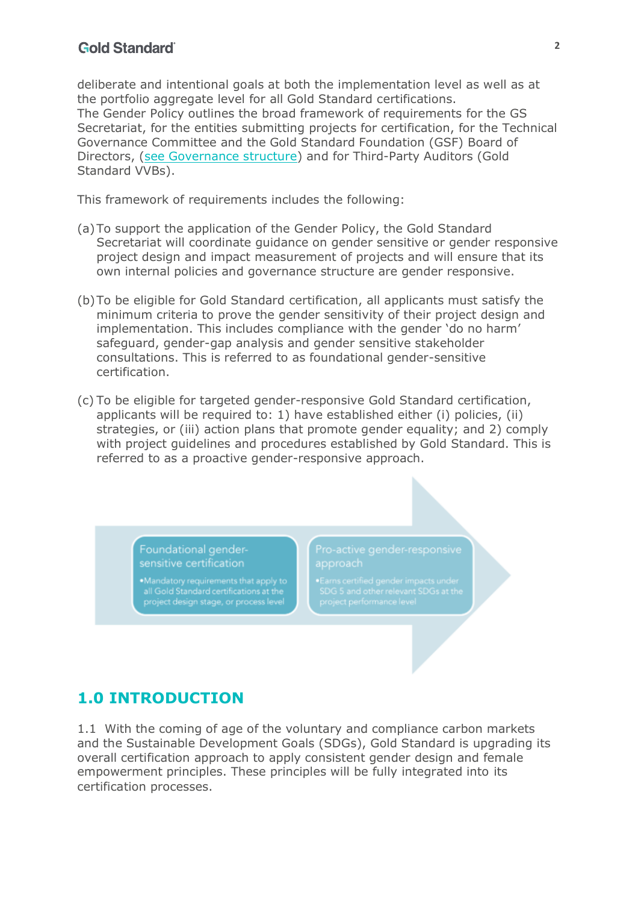deliberate and intentional goals at both the implementation level as well as at the portfolio aggregate level for all Gold Standard certifications.
The Gender Policy outlines the broad framework of requirements for the GS Secretariat, for the entities submitting projects for certification, for the Technical Governance Committee and the Gold Standard Foundation (GSF) Board of Directors, (see Governance structure) and for Third-Party Auditors (Gold Standard VVBs).

This framework of requirements includes the following:

(a) To support the application of the Gender Policy, the Gold Standard Secretariat will coordinate guidance on gender sensitive or gender responsive project design and impact measurement of projects and will ensure that its own internal policies and governance structure are gender responsive.

(b) To be eligible for Gold Standard certification, all applicants must satisfy the minimum criteria to prove the gender sensitivity of their project design and implementation. This includes compliance with the gender 'do no harm' safeguard, gender-gap analysis and gender sensitive stakeholder consultations. This is referred to as foundational gender-sensitive certification.

(c) To be eligible for targeted gender-responsive Gold Standard certification, applicants will be required to: 1) have established either (i) policies, (ii) strategies, or (iii) action plans that promote gender equality; and 2) comply with project guidelines and procedures established by Gold Standard. This is referred to as a proactive gender-responsive approach.

**Foundational gender-sensitive certification**
- Mandatory requirements that apply to all Gold Standard certifications at the project design stage, or process level

**Pro-active gender-responsive approach**
- Earns certified gender impacts under SDG 5 and other relevant SDGs at the project performance level

## 1.0 INTRODUCTION

1.1 With the coming of age of the voluntary and compliance carbon markets and the Sustainable Development Goals (SDGs), Gold Standard is upgrading its overall certification approach to apply consistent gender design and female empowerment principles. These principles will be fully integrated into its certification processes.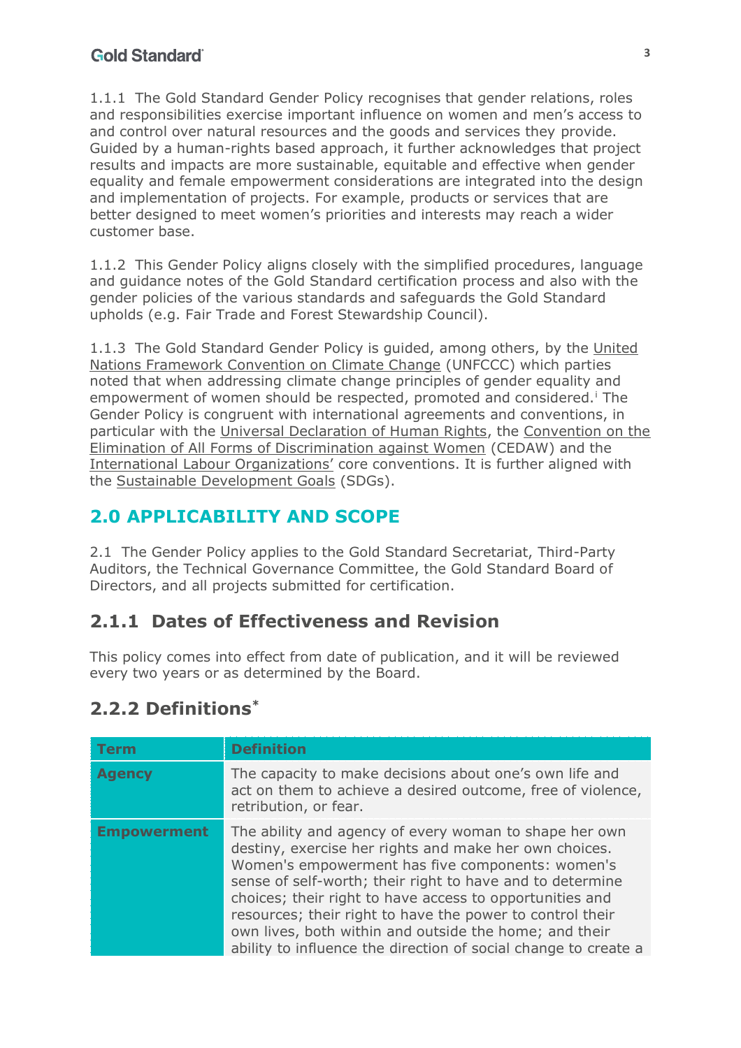1.1.1 The Gold Standard Gender Policy recognises that gender relations, roles and responsibilities exercise important influence on women and men's access to and control over natural resources and the goods and services they provide. Guided by a human-rights based approach, it further acknowledges that project results and impacts are more sustainable, equitable and effective when gender equality and female empowerment considerations are integrated into the design and implementation of projects. For example, products or services that are better designed to meet women's priorities and interests may reach a wider customer base.

1.1.2 This Gender Policy aligns closely with the simplified procedures, language and guidance notes of the Gold Standard certification process and also with the gender policies of the various standards and safeguards the Gold Standard upholds (e.g. Fair Trade and Forest Stewardship Council).

1.1.3 The Gold Standard Gender Policy is guided, among others, by the United Nations Framework Convention on Climate Change (UNFCCC) which parties noted that when addressing climate change principles of gender equality and empowerment of women should be respected, promoted and considered.[i] The Gender Policy is congruent with international agreements and conventions, in particular with the Universal Declaration of Human Rights, the Convention on the Elimination of All Forms of Discrimination against Women (CEDAW) and the International Labour Organizations' core conventions. It is further aligned with the Sustainable Development Goals (SDGs).

## 2.0 APPLICABILITY AND SCOPE

2.1 The Gender Policy applies to the Gold Standard Secretariat, Third-Party Auditors, the Technical Governance Committee, the Gold Standard Board of Directors, and all projects submitted for certification.

### 2.1.1 Dates of Effectiveness and Revision

This policy comes into effect from date of publication, and it will be reviewed every two years or as determined by the Board.

### 2.2.2 Definitions*

| Term | Definition |
|---|---|
| **Agency** | The capacity to make decisions about one's own life and act on them to achieve a desired outcome, free of violence, retribution, or fear. |
| **Empowerment** | The ability and agency of every woman to shape her own destiny, exercise her rights and make her own choices. Women's empowerment has five components: women's sense of self-worth; their right to have and to determine choices; their right to have access to opportunities and resources; their right to have the power to control their own lives, both within and outside the home; and their ability to influence the direction of social change to create a |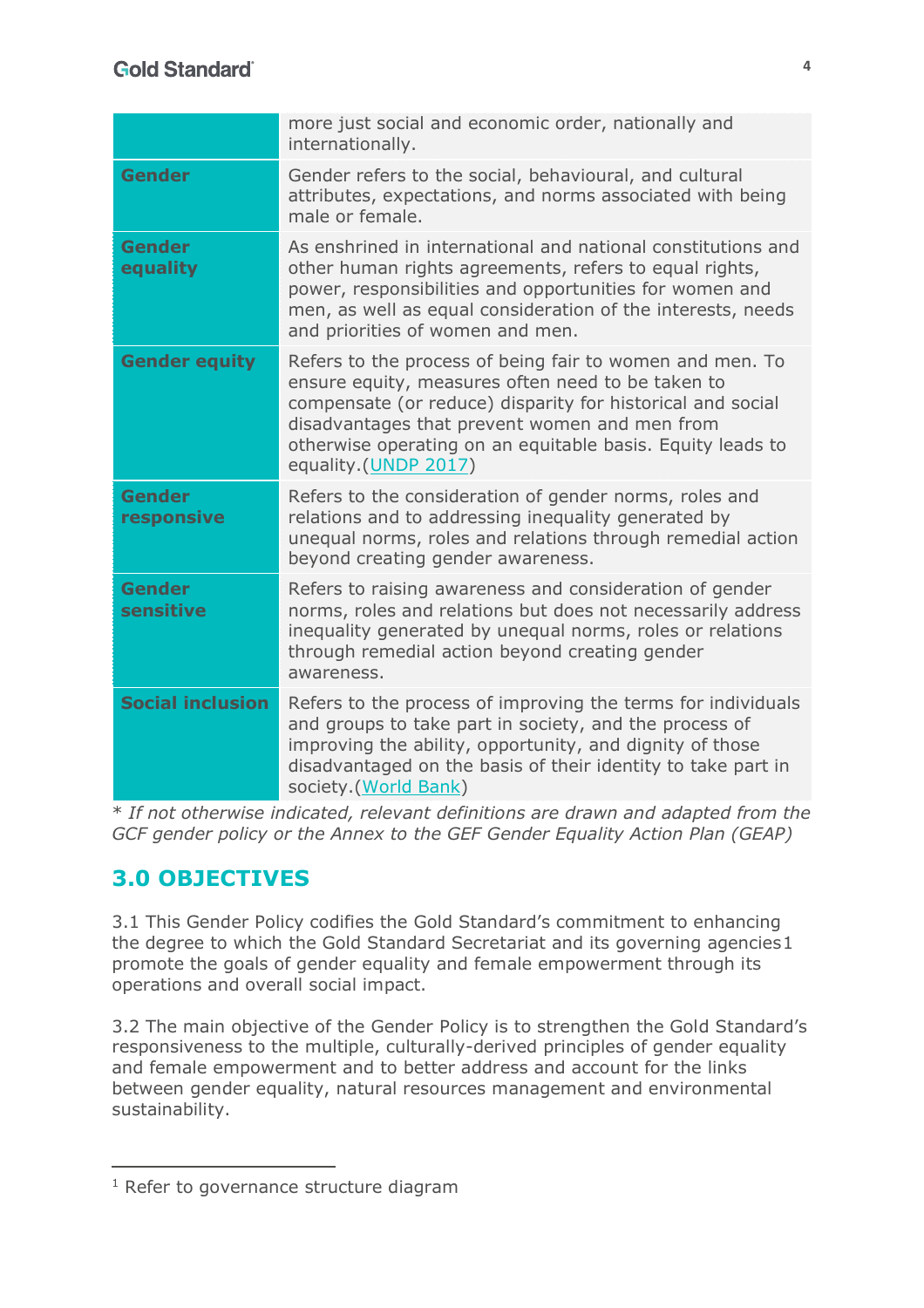| | |
|---|---|
| | more just social and economic order, nationally and internationally. |
| **Gender** | Gender refers to the social, behavioural, and cultural attributes, expectations, and norms associated with being male or female. |
| **Gender equality** | As enshrined in international and national constitutions and other human rights agreements, refers to equal rights, power, responsibilities and opportunities for women and men, as well as equal consideration of the interests, needs and priorities of women and men. |
| **Gender equity** | Refers to the process of being fair to women and men. To ensure equity, measures often need to be taken to compensate (or reduce) disparity for historical and social disadvantages that prevent women and men from otherwise operating on an equitable basis. Equity leads to equality.(UNDP 2017) |
| **Gender responsive** | Refers to the consideration of gender norms, roles and relations and to addressing inequality generated by unequal norms, roles and relations through remedial action beyond creating gender awareness. |
| **Gender sensitive** | Refers to raising awareness and consideration of gender norms, roles and relations but does not necessarily address inequality generated by unequal norms, roles or relations through remedial action beyond creating gender awareness. |
| **Social inclusion** | Refers to the process of improving the terms for individuals and groups to take part in society, and the process of improving the ability, opportunity, and dignity of those disadvantaged on the basis of their identity to take part in society.(World Bank) |

* *If not otherwise indicated, relevant definitions are drawn and adapted from the GCF gender policy or the Annex to the GEF Gender Equality Action Plan (GEAP)*

## 3.0 OBJECTIVES

3.1 This Gender Policy codifies the Gold Standard's commitment to enhancing the degree to which the Gold Standard Secretariat and its governing agencies[1] promote the goals of gender equality and female empowerment through its operations and overall social impact.

3.2 The main objective of the Gender Policy is to strengthen the Gold Standard's responsiveness to the multiple, culturally-derived principles of gender equality and female empowerment and to better address and account for the links between gender equality, natural resources management and environmental sustainability.

[1] Refer to governance structure diagram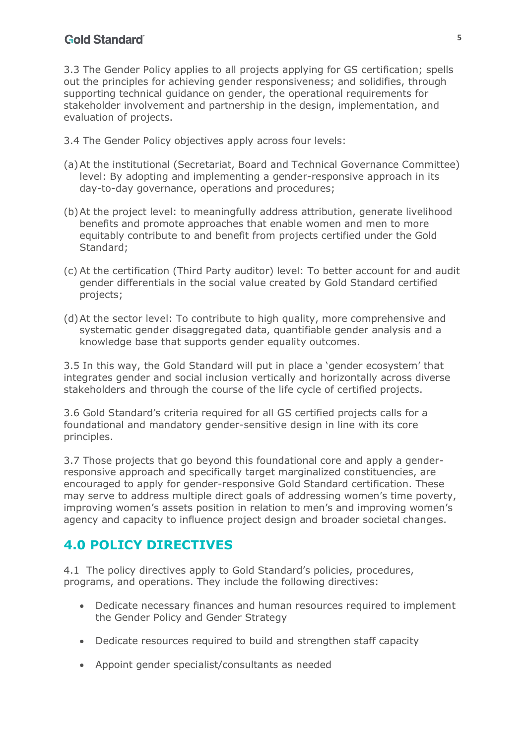3.3 The Gender Policy applies to all projects applying for GS certification; spells out the principles for achieving gender responsiveness; and solidifies, through supporting technical guidance on gender, the operational requirements for stakeholder involvement and partnership in the design, implementation, and evaluation of projects.

3.4 The Gender Policy objectives apply across four levels:

(a) At the institutional (Secretariat, Board and Technical Governance Committee) level: By adopting and implementing a gender-responsive approach in its day-to-day governance, operations and procedures;

(b) At the project level: to meaningfully address attribution, generate livelihood benefits and promote approaches that enable women and men to more equitably contribute to and benefit from projects certified under the Gold Standard;

(c) At the certification (Third Party auditor) level: To better account for and audit gender differentials in the social value created by Gold Standard certified projects;

(d) At the sector level: To contribute to high quality, more comprehensive and systematic gender disaggregated data, quantifiable gender analysis and a knowledge base that supports gender equality outcomes.

3.5 In this way, the Gold Standard will put in place a 'gender ecosystem' that integrates gender and social inclusion vertically and horizontally across diverse stakeholders and through the course of the life cycle of certified projects.

3.6 Gold Standard's criteria required for all GS certified projects calls for a foundational and mandatory gender-sensitive design in line with its core principles.

3.7 Those projects that go beyond this foundational core and apply a gender-responsive approach and specifically target marginalized constituencies, are encouraged to apply for gender-responsive Gold Standard certification. These may serve to address multiple direct goals of addressing women's time poverty, improving women's assets position in relation to men's and improving women's agency and capacity to influence project design and broader societal changes.

## 4.0 POLICY DIRECTIVES

4.1 The policy directives apply to Gold Standard's policies, procedures, programs, and operations. They include the following directives:

- Dedicate necessary finances and human resources required to implement the Gender Policy and Gender Strategy
- Dedicate resources required to build and strengthen staff capacity
- Appoint gender specialist/consultants as needed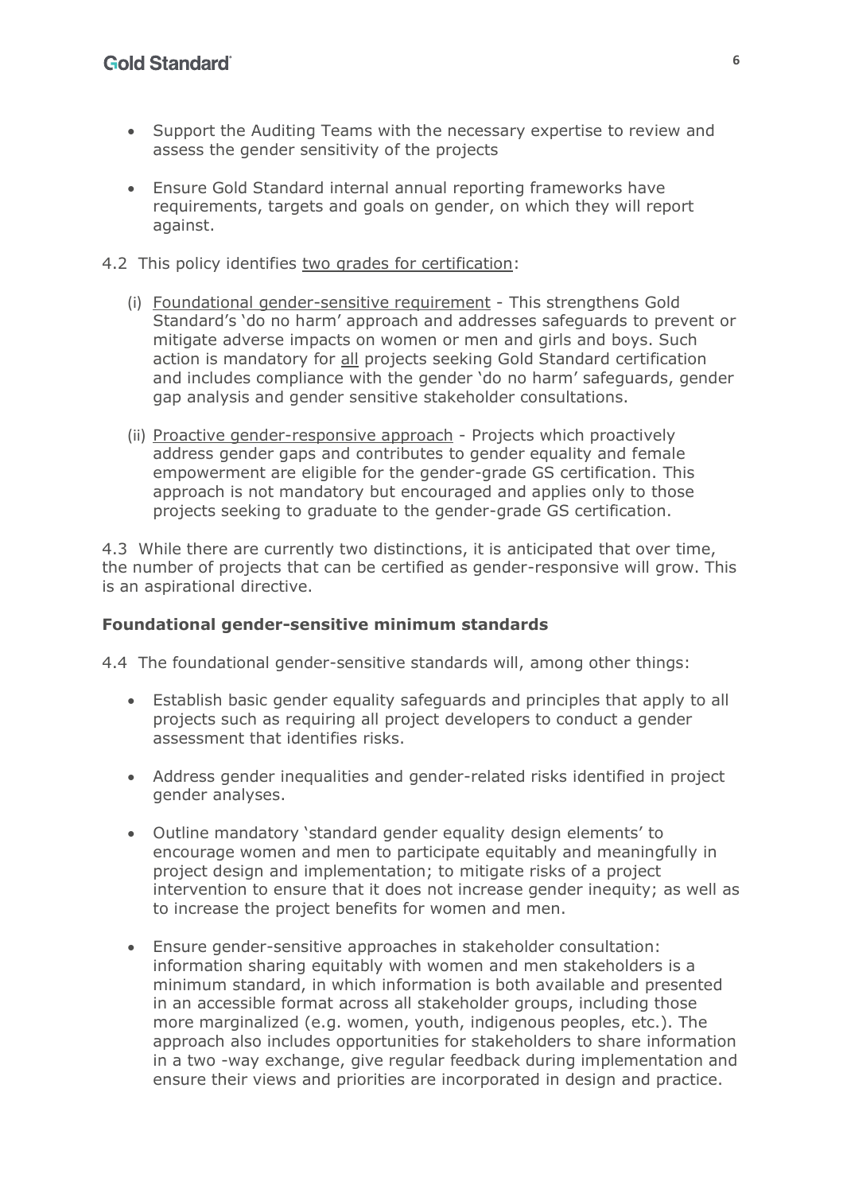- Support the Auditing Teams with the necessary expertise to review and assess the gender sensitivity of the projects

- Ensure Gold Standard internal annual reporting frameworks have requirements, targets and goals on gender, on which they will report against.

4.2 This policy identifies <u>two grades for certification</u>:

(i) <u>Foundational gender-sensitive requirement</u> - This strengthens Gold Standard's 'do no harm' approach and addresses safeguards to prevent or mitigate adverse impacts on women or men and girls and boys. Such action is mandatory for <u>all</u> projects seeking Gold Standard certification and includes compliance with the gender 'do no harm' safeguards, gender gap analysis and gender sensitive stakeholder consultations.

(ii) <u>Proactive gender-responsive approach</u> - Projects which proactively address gender gaps and contributes to gender equality and female empowerment are eligible for the gender-grade GS certification. This approach is not mandatory but encouraged and applies only to those projects seeking to graduate to the gender-grade GS certification.

4.3 While there are currently two distinctions, it is anticipated that over time, the number of projects that can be certified as gender-responsive will grow. This is an aspirational directive.

**Foundational gender-sensitive minimum standards**

4.4 The foundational gender-sensitive standards will, among other things:

- Establish basic gender equality safeguards and principles that apply to all projects such as requiring all project developers to conduct a gender assessment that identifies risks.

- Address gender inequalities and gender-related risks identified in project gender analyses.

- Outline mandatory 'standard gender equality design elements' to encourage women and men to participate equitably and meaningfully in project design and implementation; to mitigate risks of a project intervention to ensure that it does not increase gender inequity; as well as to increase the project benefits for women and men.

- Ensure gender-sensitive approaches in stakeholder consultation: information sharing equitably with women and men stakeholders is a minimum standard, in which information is both available and presented in an accessible format across all stakeholder groups, including those more marginalized (e.g. women, youth, indigenous peoples, etc.). The approach also includes opportunities for stakeholders to share information in a two -way exchange, give regular feedback during implementation and ensure their views and priorities are incorporated in design and practice.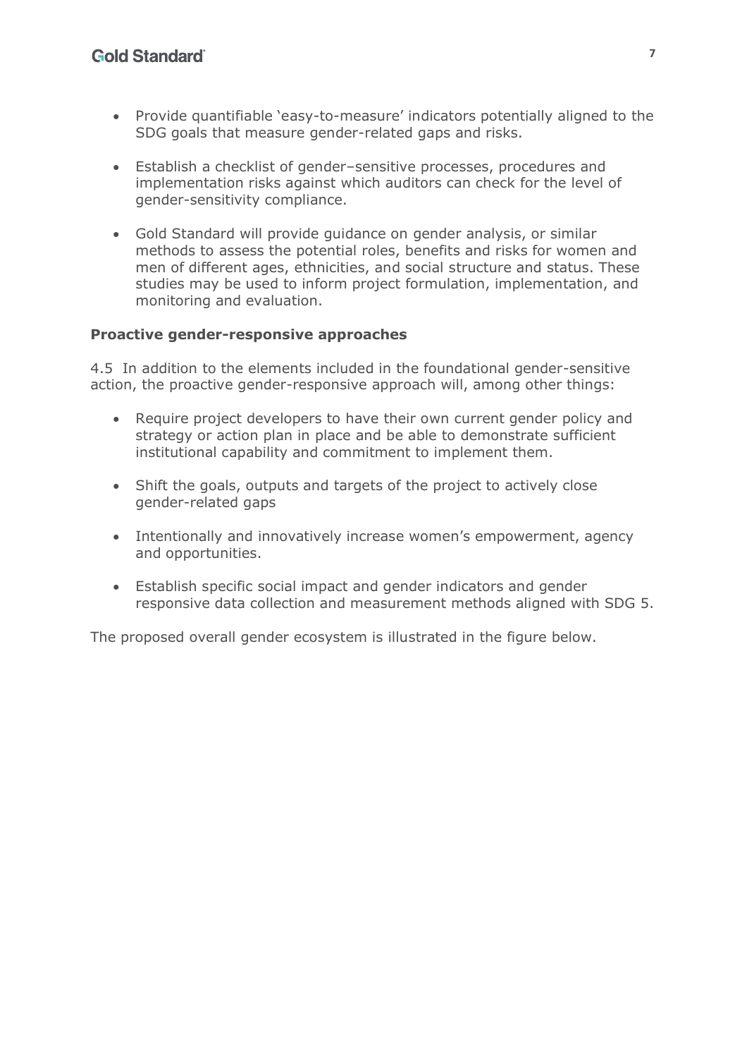- Provide quantifiable 'easy-to-measure' indicators potentially aligned to the SDG goals that measure gender-related gaps and risks.
- Establish a checklist of gender–sensitive processes, procedures and implementation risks against which auditors can check for the level of gender-sensitivity compliance.
- Gold Standard will provide guidance on gender analysis, or similar methods to assess the potential roles, benefits and risks for women and men of different ages, ethnicities, and social structure and status. These studies may be used to inform project formulation, implementation, and monitoring and evaluation.

**Proactive gender-responsive approaches**

4.5 In addition to the elements included in the foundational gender-sensitive action, the proactive gender-responsive approach will, among other things:

- Require project developers to have their own current gender policy and strategy or action plan in place and be able to demonstrate sufficient institutional capability and commitment to implement them.
- Shift the goals, outputs and targets of the project to actively close gender-related gaps
- Intentionally and innovatively increase women's empowerment, agency and opportunities.
- Establish specific social impact and gender indicators and gender responsive data collection and measurement methods aligned with SDG 5.

The proposed overall gender ecosystem is illustrated in the figure below.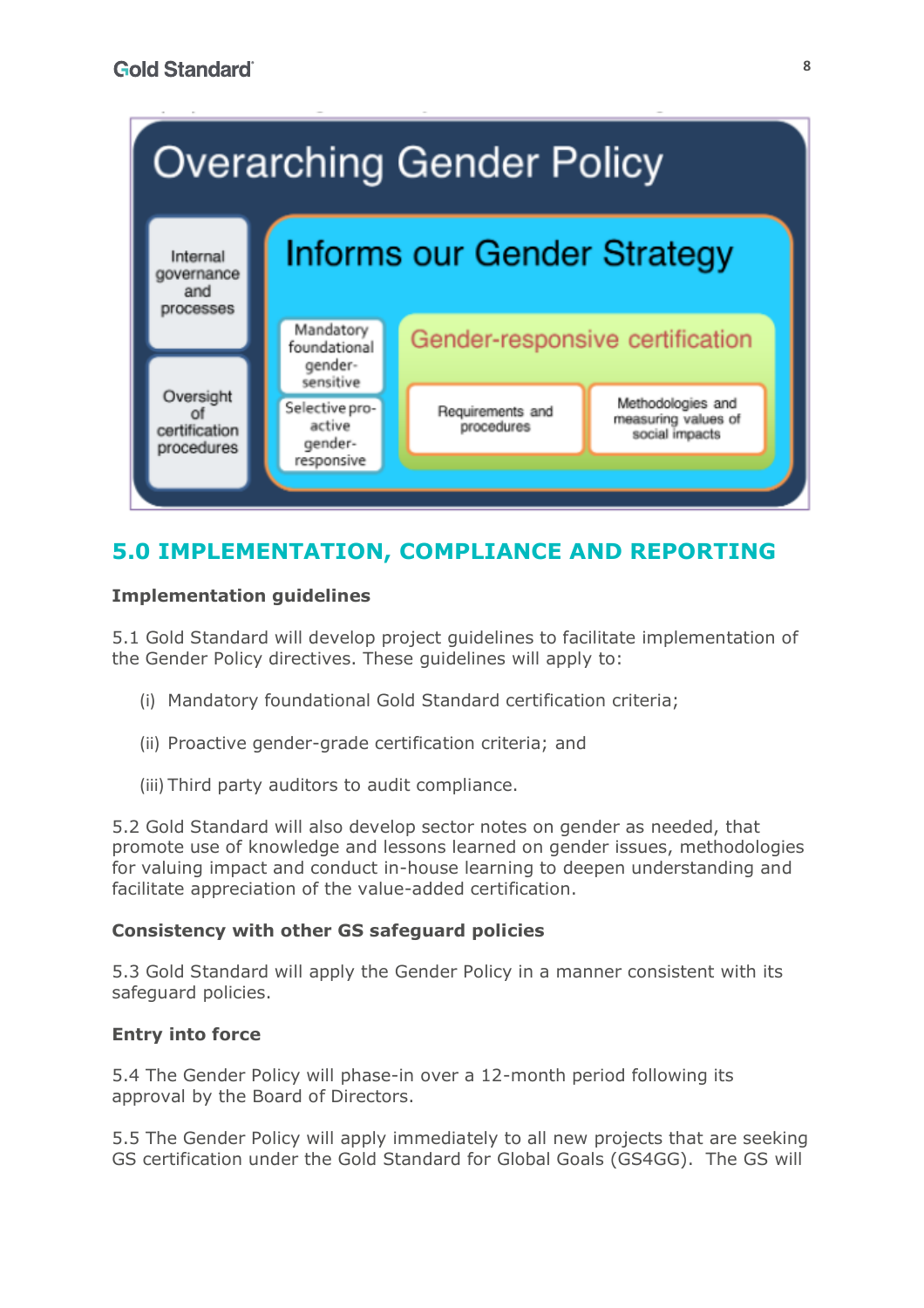Overarching Gender Policy

Internal governance and processes

Oversight of certification procedures

Informs our Gender Strategy

Mandatory foundational gender-sensitive

Selective pro-active gender-responsive

Gender-responsive certification

Requirements and procedures

Methodologies and measuring values of social impacts

## 5.0 IMPLEMENTATION, COMPLIANCE AND REPORTING

**Implementation guidelines**

5.1 Gold Standard will develop project guidelines to facilitate implementation of the Gender Policy directives. These guidelines will apply to:

(i) Mandatory foundational Gold Standard certification criteria;

(ii) Proactive gender-grade certification criteria; and

(iii) Third party auditors to audit compliance.

5.2 Gold Standard will also develop sector notes on gender as needed, that promote use of knowledge and lessons learned on gender issues, methodologies for valuing impact and conduct in-house learning to deepen understanding and facilitate appreciation of the value-added certification.

**Consistency with other GS safeguard policies**

5.3 Gold Standard will apply the Gender Policy in a manner consistent with its safeguard policies.

**Entry into force**

5.4 The Gender Policy will phase-in over a 12-month period following its approval by the Board of Directors.

5.5 The Gender Policy will apply immediately to all new projects that are seeking GS certification under the Gold Standard for Global Goals (GS4GG). The GS will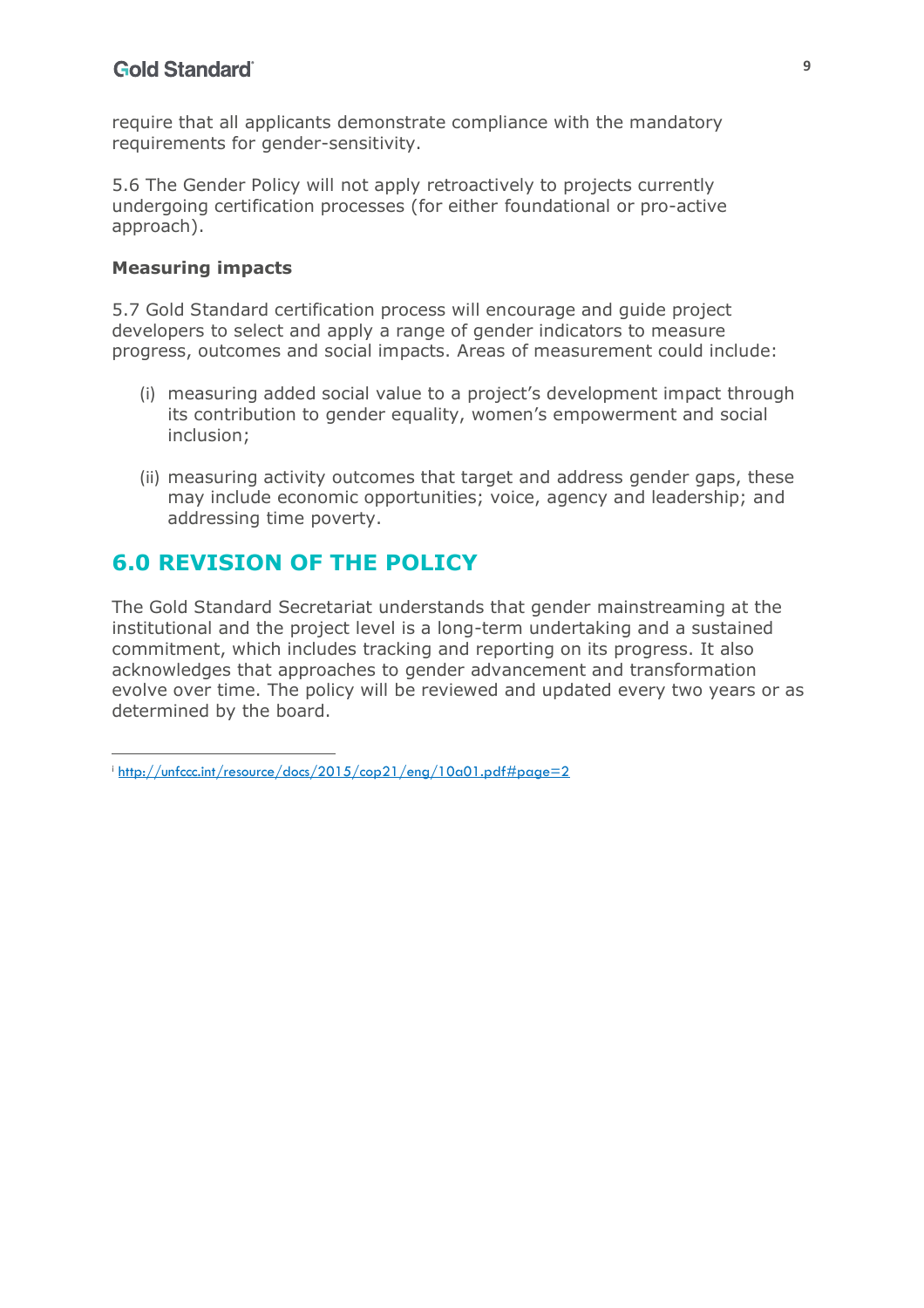require that all applicants demonstrate compliance with the mandatory requirements for gender-sensitivity.

5.6 The Gender Policy will not apply retroactively to projects currently undergoing certification processes (for either foundational or pro-active approach).

**Measuring impacts**

5.7 Gold Standard certification process will encourage and guide project developers to select and apply a range of gender indicators to measure progress, outcomes and social impacts. Areas of measurement could include:

(i) measuring added social value to a project's development impact through its contribution to gender equality, women's empowerment and social inclusion;

(ii) measuring activity outcomes that target and address gender gaps, these may include economic opportunities; voice, agency and leadership; and addressing time poverty.

## 6.0 REVISION OF THE POLICY

The Gold Standard Secretariat understands that gender mainstreaming at the institutional and the project level is a long-term undertaking and a sustained commitment, which includes tracking and reporting on its progress. It also acknowledges that approaches to gender advancement and transformation evolve over time. The policy will be reviewed and updated every two years or as determined by the board.

---

[i] http://unfccc.int/resource/docs/2015/cop21/eng/10a01.pdf#page=2